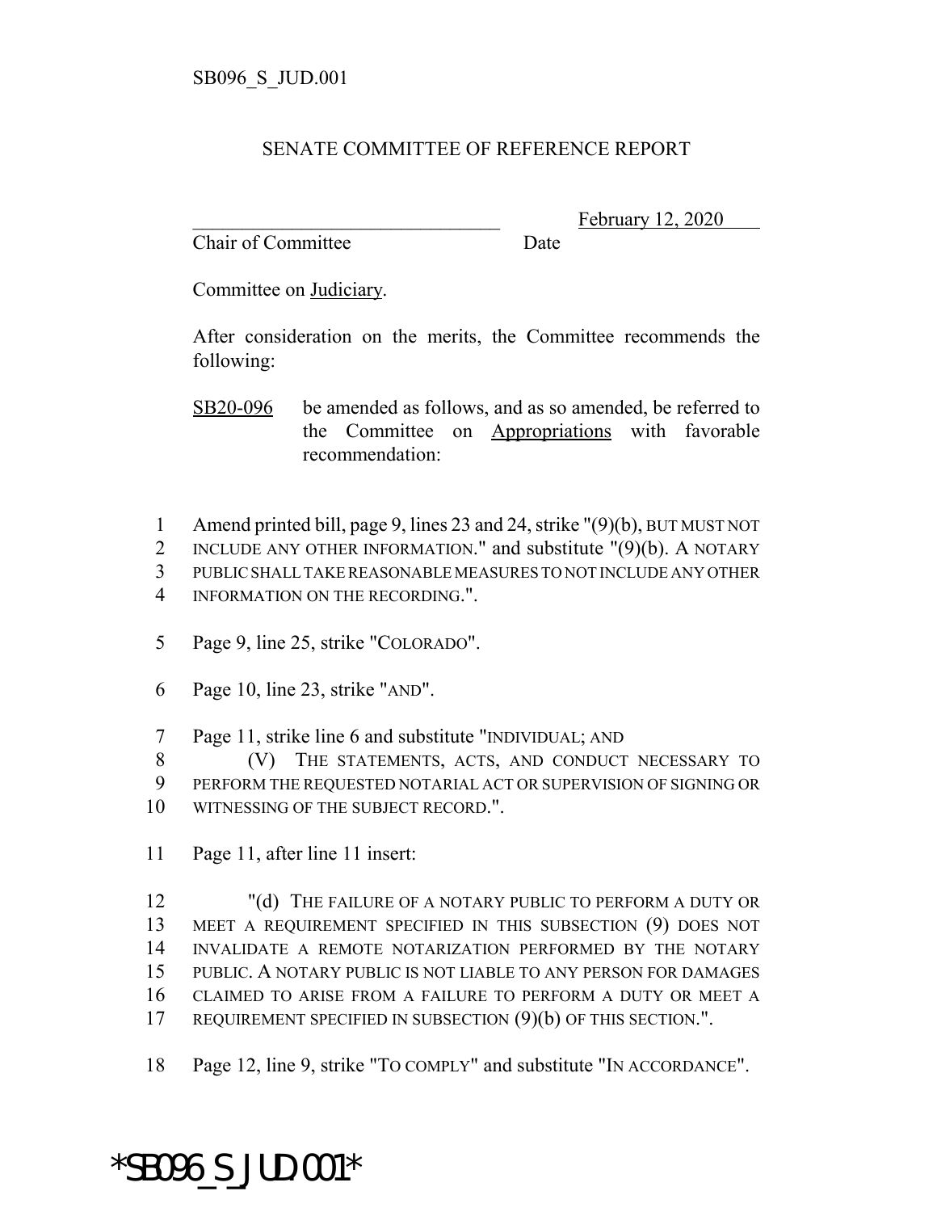SB096_S_JUD.001

# SENATE COMMITTEE OF REFERENCE REPORT

_______________________________ February 12, 2020

Chair of Committee Date

Committee on Judiciary.

After consideration on the merits, the Committee recommends the following:

SB20-096 be amended as follows, and as so amended, be referred to the Committee on Appropriations with favorable recommendation:

1 Amend printed bill, page 9, lines 23 and 24, strike "(9)(b), BUT MUST NOT
2 INCLUDE ANY OTHER INFORMATION." and substitute "(9)(b). A NOTARY
3 PUBLIC SHALL TAKE REASONABLE MEASURES TO NOT INCLUDE ANY OTHER
4 INFORMATION ON THE RECORDING.".

5 Page 9, line 25, strike "COLORADO".

6 Page 10, line 23, strike "AND".

7 Page 11, strike line 6 and substitute "INDIVIDUAL; AND
8 (V) THE STATEMENTS, ACTS, AND CONDUCT NECESSARY TO
9 PERFORM THE REQUESTED NOTARIAL ACT OR SUPERVISION OF SIGNING OR
10 WITNESSING OF THE SUBJECT RECORD.".

11 Page 11, after line 11 insert:

12 "(d) THE FAILURE OF A NOTARY PUBLIC TO PERFORM A DUTY OR
13 MEET A REQUIREMENT SPECIFIED IN THIS SUBSECTION (9) DOES NOT
14 INVALIDATE A REMOTE NOTARIZATION PERFORMED BY THE NOTARY
15 PUBLIC. A NOTARY PUBLIC IS NOT LIABLE TO ANY PERSON FOR DAMAGES
16 CLAIMED TO ARISE FROM A FAILURE TO PERFORM A DUTY OR MEET A
17 REQUIREMENT SPECIFIED IN SUBSECTION (9)(b) OF THIS SECTION.".

18 Page 12, line 9, strike "TO COMPLY" and substitute "IN ACCORDANCE".

*SB096_S_JUD.001*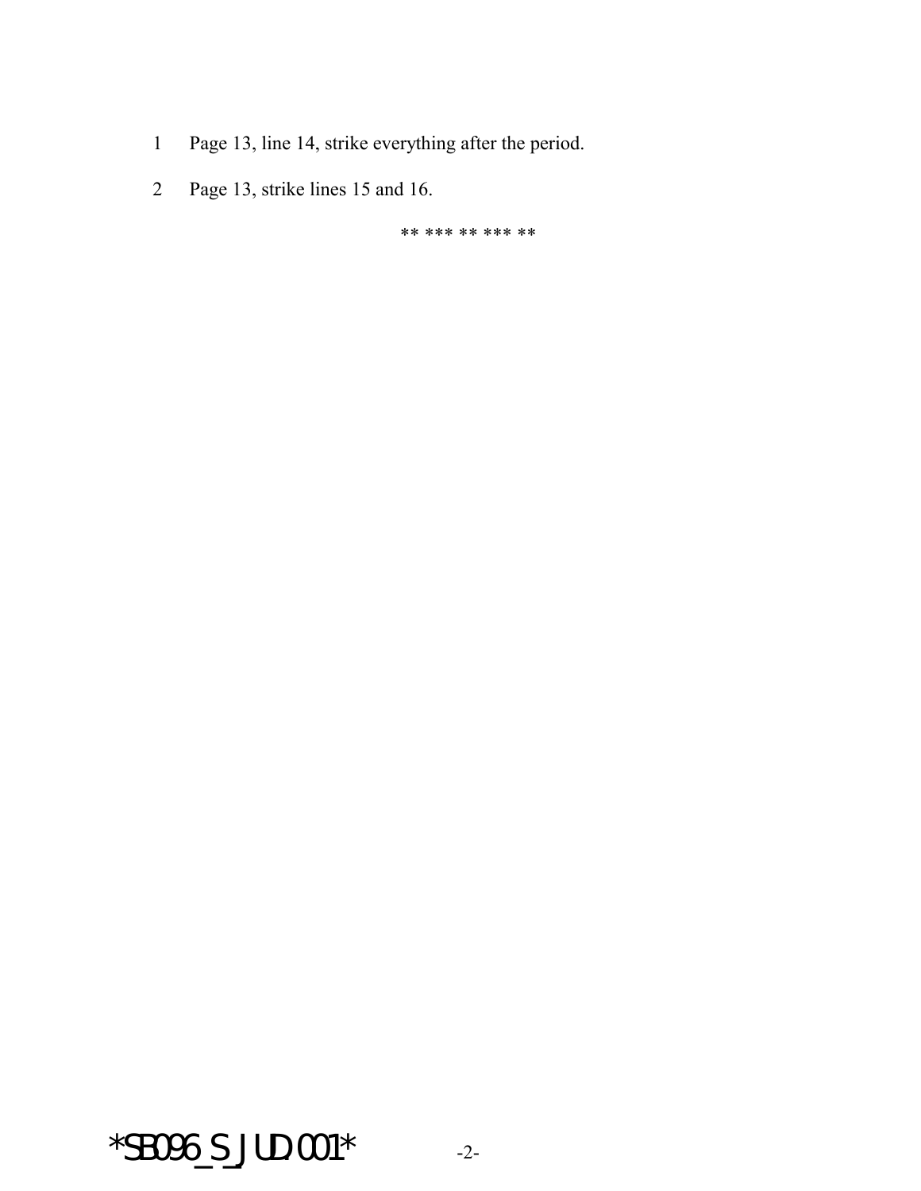1 Page 13, line 14, strike everything after the period.

2 Page 13, strike lines 15 and 16.

** *** ** *** **

*SB096_S_JUD.001*